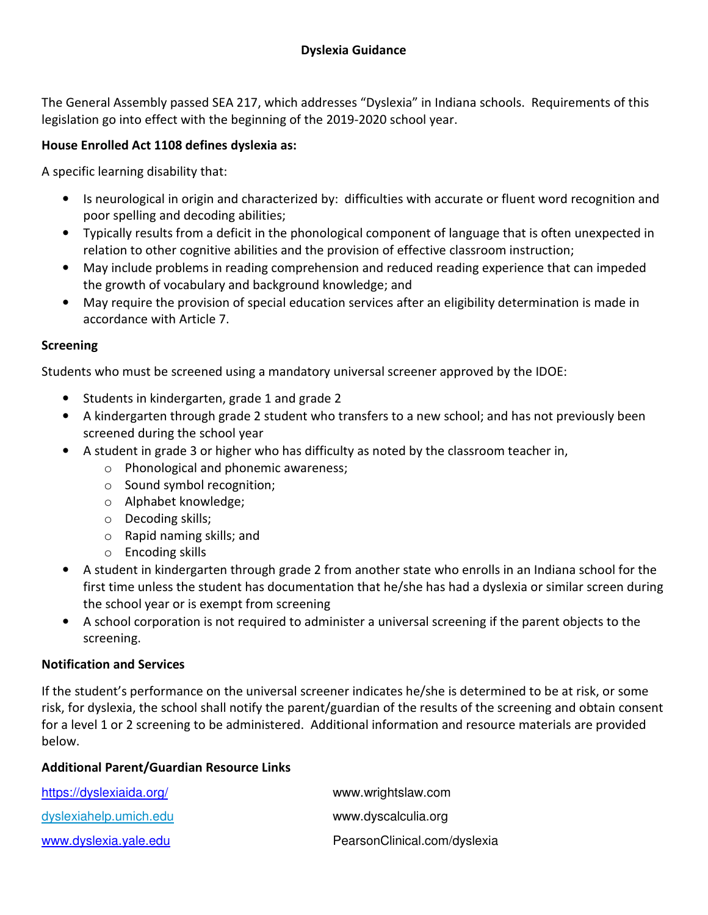# Dyslexia Guidance

The General Assembly passed SEA 217, which addresses "Dyslexia" in Indiana schools. Requirements of this legislation go into effect with the beginning of the 2019-2020 school year.

**House Enrolled Act 1108 defines dyslexia as:**

A specific learning disability that:

- Is neurological in origin and characterized by: difficulties with accurate or fluent word recognition and poor spelling and decoding abilities;
- Typically results from a deficit in the phonological component of language that is often unexpected in relation to other cognitive abilities and the provision of effective classroom instruction;
- May include problems in reading comprehension and reduced reading experience that can impeded the growth of vocabulary and background knowledge; and
- May require the provision of special education services after an eligibility determination is made in accordance with Article 7.

**Screening**

Students who must be screened using a mandatory universal screener approved by the IDOE:

- Students in kindergarten, grade 1 and grade 2
- A kindergarten through grade 2 student who transfers to a new school; and has not previously been screened during the school year
- A student in grade 3 or higher who has difficulty as noted by the classroom teacher in,
    - Phonological and phonemic awareness;
    - Sound symbol recognition;
    - Alphabet knowledge;
    - Decoding skills;
    - Rapid naming skills; and
    - Encoding skills
- A student in kindergarten through grade 2 from another state who enrolls in an Indiana school for the first time unless the student has documentation that he/she has had a dyslexia or similar screen during the school year or is exempt from screening
- A school corporation is not required to administer a universal screening if the parent objects to the screening.

**Notification and Services**

If the student's performance on the universal screener indicates he/she is determined to be at risk, or some risk, for dyslexia, the school shall notify the parent/guardian of the results of the screening and obtain consent for a level 1 or 2 screening to be administered. Additional information and resource materials are provided below.

**Additional Parent/Guardian Resource Links**

https://dyslexiaida.org/

dyslexiahelp.umich.edu

www.dyslexia.yale.edu

www.wrightslaw.com

www.dyscalculia.org

PearsonClinical.com/dyslexia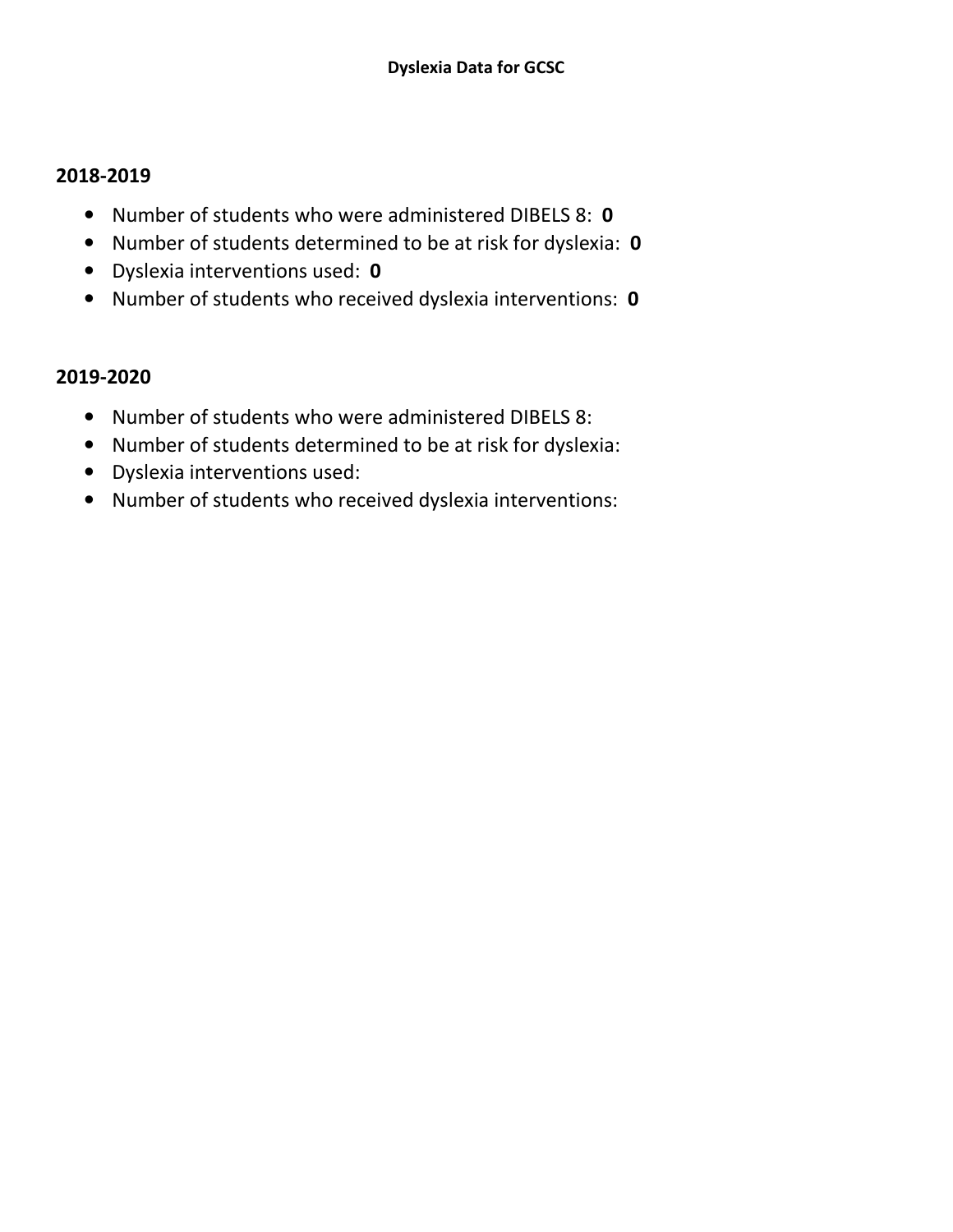**Dyslexia Data for GCSC**

## 2018-2019

- Number of students who were administered DIBELS 8: **0**
- Number of students determined to be at risk for dyslexia: **0**
- Dyslexia interventions used: **0**
- Number of students who received dyslexia interventions: **0**

## 2019-2020

- Number of students who were administered DIBELS 8:
- Number of students determined to be at risk for dyslexia:
- Dyslexia interventions used:
- Number of students who received dyslexia interventions: